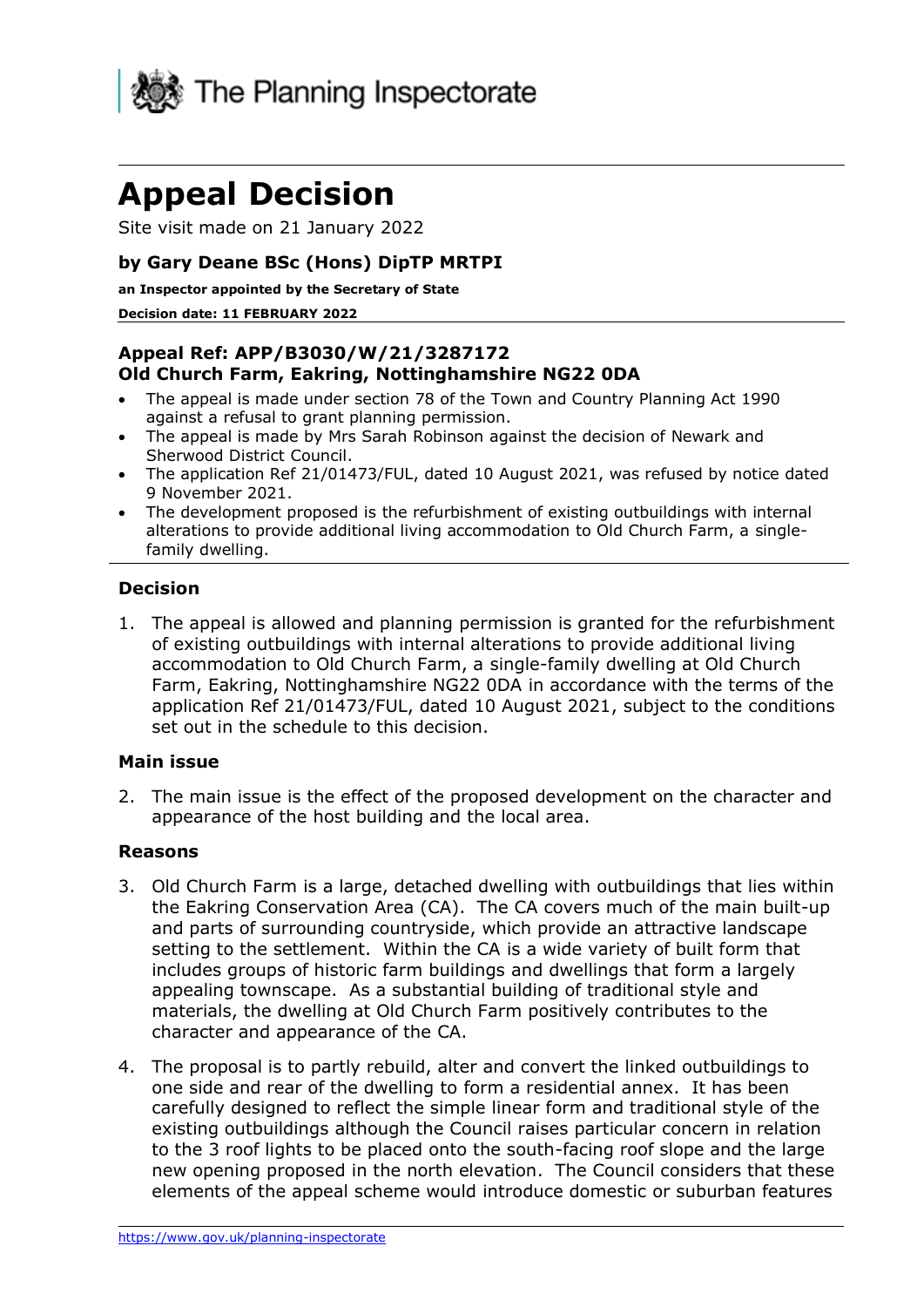The Planning Inspectorate

# Appeal Decision

Site visit made on 21 January 2022

**by Gary Deane BSc (Hons) DipTP MRTPI**

**an Inspector appointed by the Secretary of State**

**Decision date: 11 FEBRUARY 2022**

---

**Appeal Ref: APP/B3030/W/21/3287172**
**Old Church Farm, Eakring, Nottinghamshire NG22 0DA**

- The appeal is made under section 78 of the Town and Country Planning Act 1990 against a refusal to grant planning permission.
- The appeal is made by Mrs Sarah Robinson against the decision of Newark and Sherwood District Council.
- The application Ref 21/01473/FUL, dated 10 August 2021, was refused by notice dated 9 November 2021.
- The development proposed is the refurbishment of existing outbuildings with internal alterations to provide additional living accommodation to Old Church Farm, a single-family dwelling.

---

### Decision

1. The appeal is allowed and planning permission is granted for the refurbishment of existing outbuildings with internal alterations to provide additional living accommodation to Old Church Farm, a single-family dwelling at Old Church Farm, Eakring, Nottinghamshire NG22 0DA in accordance with the terms of the application Ref 21/01473/FUL, dated 10 August 2021, subject to the conditions set out in the schedule to this decision.

### Main issue

2. The main issue is the effect of the proposed development on the character and appearance of the host building and the local area.

### Reasons

3. Old Church Farm is a large, detached dwelling with outbuildings that lies within the Eakring Conservation Area (CA). The CA covers much of the main built-up and parts of surrounding countryside, which provide an attractive landscape setting to the settlement. Within the CA is a wide variety of built form that includes groups of historic farm buildings and dwellings that form a largely appealing townscape. As a substantial building of traditional style and materials, the dwelling at Old Church Farm positively contributes to the character and appearance of the CA.

4. The proposal is to partly rebuild, alter and convert the linked outbuildings to one side and rear of the dwelling to form a residential annex. It has been carefully designed to reflect the simple linear form and traditional style of the existing outbuildings although the Council raises particular concern in relation to the 3 roof lights to be placed onto the south-facing roof slope and the large new opening proposed in the north elevation. The Council considers that these elements of the appeal scheme would introduce domestic or suburban features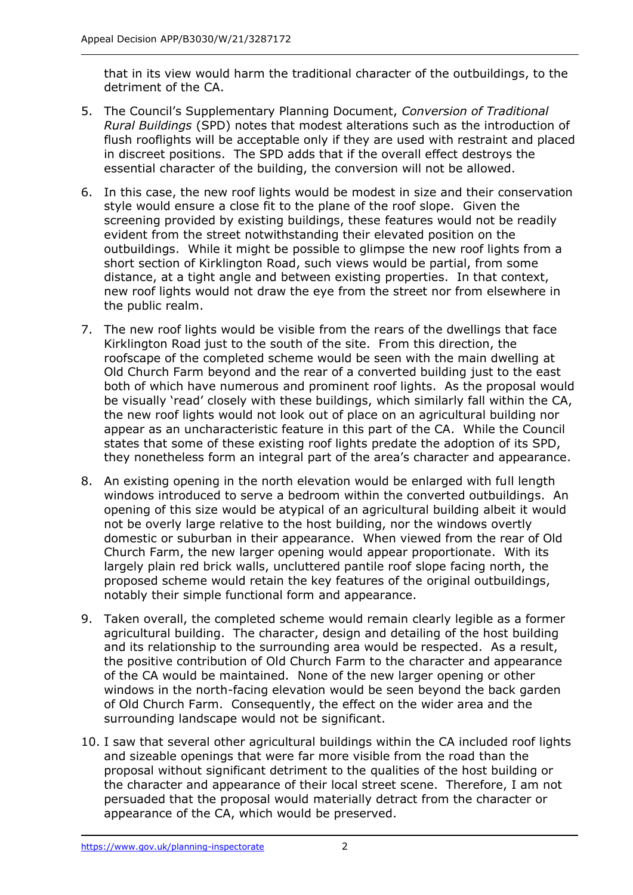that in its view would harm the traditional character of the outbuildings, to the detriment of the CA.

5. The Council's Supplementary Planning Document, *Conversion of Traditional Rural Buildings* (SPD) notes that modest alterations such as the introduction of flush rooflights will be acceptable only if they are used with restraint and placed in discreet positions. The SPD adds that if the overall effect destroys the essential character of the building, the conversion will not be allowed.

6. In this case, the new roof lights would be modest in size and their conservation style would ensure a close fit to the plane of the roof slope. Given the screening provided by existing buildings, these features would not be readily evident from the street notwithstanding their elevated position on the outbuildings. While it might be possible to glimpse the new roof lights from a short section of Kirklington Road, such views would be partial, from some distance, at a tight angle and between existing properties. In that context, new roof lights would not draw the eye from the street nor from elsewhere in the public realm.

7. The new roof lights would be visible from the rears of the dwellings that face Kirklington Road just to the south of the site. From this direction, the roofscape of the completed scheme would be seen with the main dwelling at Old Church Farm beyond and the rear of a converted building just to the east both of which have numerous and prominent roof lights. As the proposal would be visually 'read' closely with these buildings, which similarly fall within the CA, the new roof lights would not look out of place on an agricultural building nor appear as an uncharacteristic feature in this part of the CA. While the Council states that some of these existing roof lights predate the adoption of its SPD, they nonetheless form an integral part of the area's character and appearance.

8. An existing opening in the north elevation would be enlarged with full length windows introduced to serve a bedroom within the converted outbuildings. An opening of this size would be atypical of an agricultural building albeit it would not be overly large relative to the host building, nor the windows overtly domestic or suburban in their appearance. When viewed from the rear of Old Church Farm, the new larger opening would appear proportionate. With its largely plain red brick walls, uncluttered pantile roof slope facing north, the proposed scheme would retain the key features of the original outbuildings, notably their simple functional form and appearance.

9. Taken overall, the completed scheme would remain clearly legible as a former agricultural building. The character, design and detailing of the host building and its relationship to the surrounding area would be respected. As a result, the positive contribution of Old Church Farm to the character and appearance of the CA would be maintained. None of the new larger opening or other windows in the north-facing elevation would be seen beyond the back garden of Old Church Farm. Consequently, the effect on the wider area and the surrounding landscape would not be significant.

10. I saw that several other agricultural buildings within the CA included roof lights and sizeable openings that were far more visible from the road than the proposal without significant detriment to the qualities of the host building or the character and appearance of their local street scene. Therefore, I am not persuaded that the proposal would materially detract from the character or appearance of the CA, which would be preserved.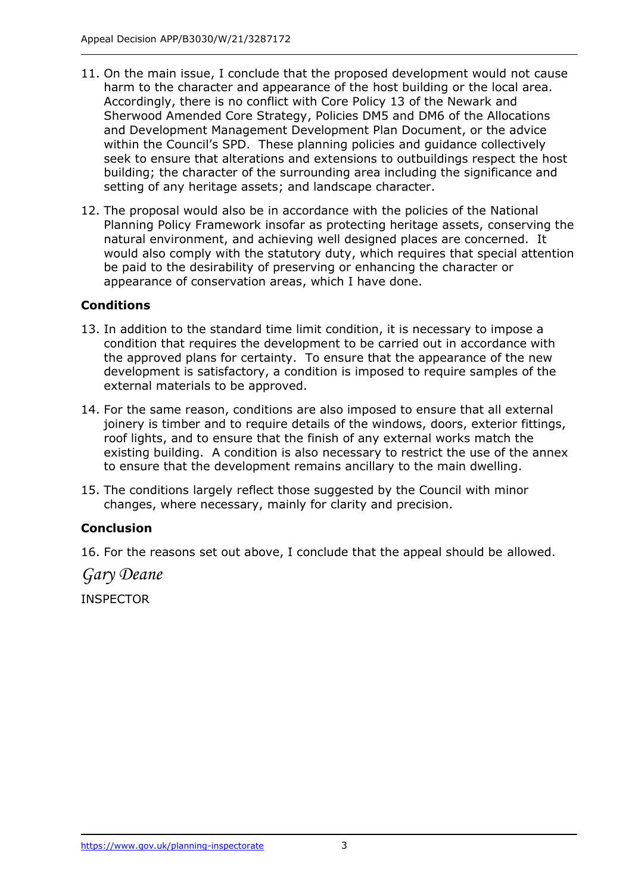11. On the main issue, I conclude that the proposed development would not cause harm to the character and appearance of the host building or the local area. Accordingly, there is no conflict with Core Policy 13 of the Newark and Sherwood Amended Core Strategy, Policies DM5 and DM6 of the Allocations and Development Management Development Plan Document, or the advice within the Council's SPD. These planning policies and guidance collectively seek to ensure that alterations and extensions to outbuildings respect the host building; the character of the surrounding area including the significance and setting of any heritage assets; and landscape character.

12. The proposal would also be in accordance with the policies of the National Planning Policy Framework insofar as protecting heritage assets, conserving the natural environment, and achieving well designed places are concerned. It would also comply with the statutory duty, which requires that special attention be paid to the desirability of preserving or enhancing the character or appearance of conservation areas, which I have done.

## Conditions

13. In addition to the standard time limit condition, it is necessary to impose a condition that requires the development to be carried out in accordance with the approved plans for certainty. To ensure that the appearance of the new development is satisfactory, a condition is imposed to require samples of the external materials to be approved.

14. For the same reason, conditions are also imposed to ensure that all external joinery is timber and to require details of the windows, doors, exterior fittings, roof lights, and to ensure that the finish of any external works match the existing building. A condition is also necessary to restrict the use of the annex to ensure that the development remains ancillary to the main dwelling.

15. The conditions largely reflect those suggested by the Council with minor changes, where necessary, mainly for clarity and precision.

## Conclusion

16. For the reasons set out above, I conclude that the appeal should be allowed.

*Gary Deane*

INSPECTOR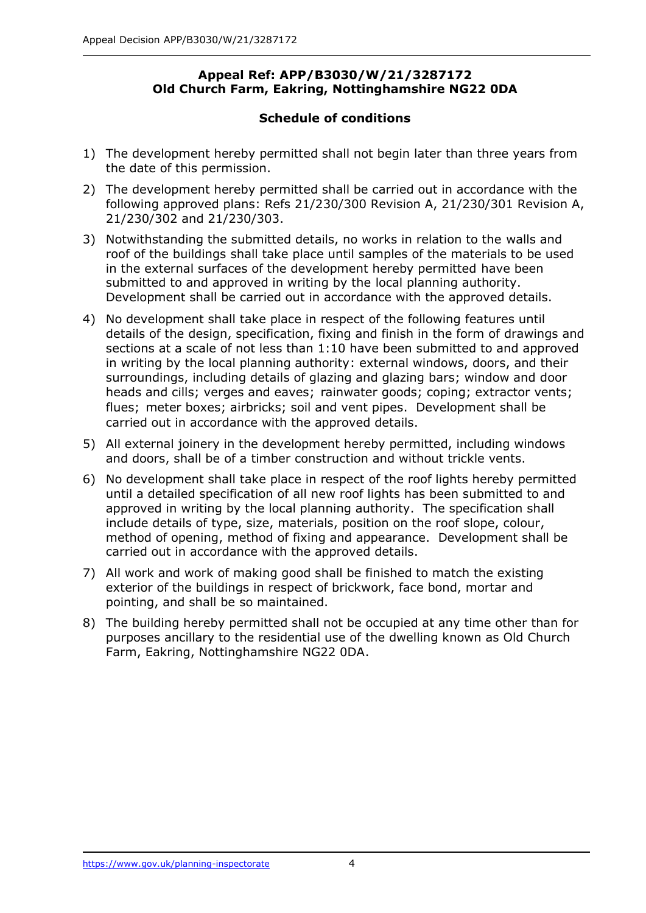**Appeal Ref: APP/B3030/W/21/3287172**
**Old Church Farm, Eakring, Nottinghamshire NG22 0DA**

**Schedule of conditions**

1) The development hereby permitted shall not begin later than three years from the date of this permission.

2) The development hereby permitted shall be carried out in accordance with the following approved plans: Refs 21/230/300 Revision A, 21/230/301 Revision A, 21/230/302 and 21/230/303.

3) Notwithstanding the submitted details, no works in relation to the walls and roof of the buildings shall take place until samples of the materials to be used in the external surfaces of the development hereby permitted have been submitted to and approved in writing by the local planning authority. Development shall be carried out in accordance with the approved details.

4) No development shall take place in respect of the following features until details of the design, specification, fixing and finish in the form of drawings and sections at a scale of not less than 1:10 have been submitted to and approved in writing by the local planning authority: external windows, doors, and their surroundings, including details of glazing and glazing bars; window and door heads and cills; verges and eaves; rainwater goods; coping; extractor vents; flues; meter boxes; airbricks; soil and vent pipes. Development shall be carried out in accordance with the approved details.

5) All external joinery in the development hereby permitted, including windows and doors, shall be of a timber construction and without trickle vents.

6) No development shall take place in respect of the roof lights hereby permitted until a detailed specification of all new roof lights has been submitted to and approved in writing by the local planning authority. The specification shall include details of type, size, materials, position on the roof slope, colour, method of opening, method of fixing and appearance. Development shall be carried out in accordance with the approved details.

7) All work and work of making good shall be finished to match the existing exterior of the buildings in respect of brickwork, face bond, mortar and pointing, and shall be so maintained.

8) The building hereby permitted shall not be occupied at any time other than for purposes ancillary to the residential use of the dwelling known as Old Church Farm, Eakring, Nottinghamshire NG22 0DA.